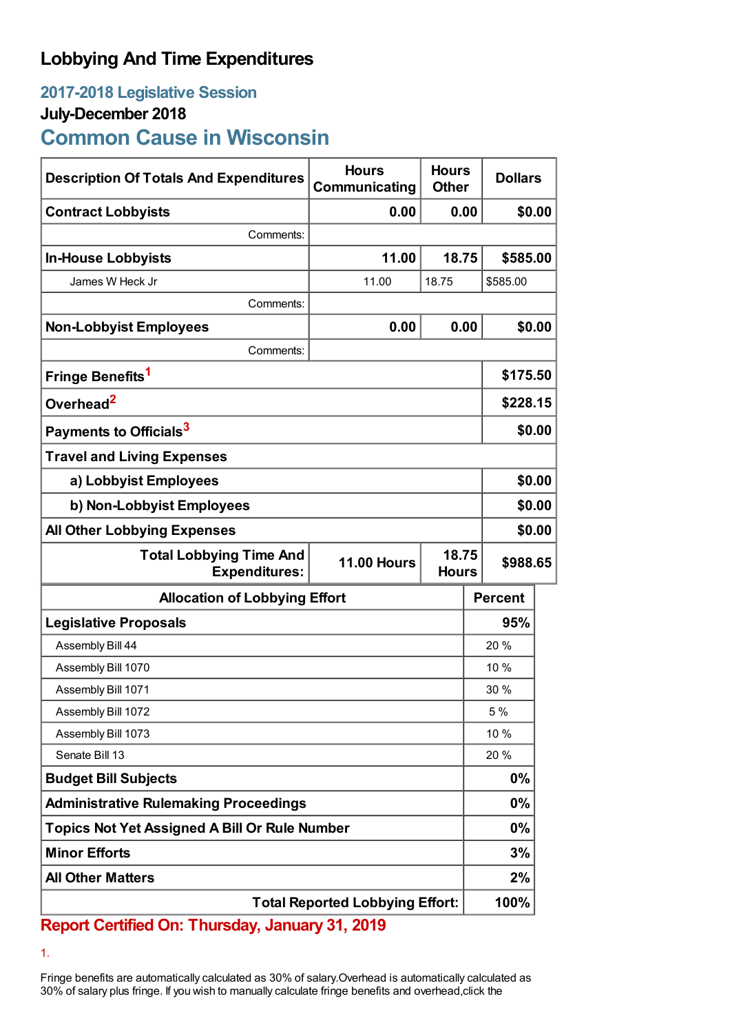# Lobbying And Time Expenditures

## 2017-2018 Legislative Session

### July-December 2018

## Common Cause in Wisconsin

| Description Of Totals And Expenditures | Hours Communicating | Hours Other | Dollars |
|---|---|---|---|
| **Contract Lobbyists** | **0.00** | **0.00** | **$0.00** |
| Comments: | | | |
| **In-House Lobbyists** | **11.00** | **18.75** | **$585.00** |
| James W Heck Jr | 11.00 | 18.75 | $585.00 |
| Comments: | | | |
| **Non-Lobbyist Employees** | **0.00** | **0.00** | **$0.00** |
| Comments: | | | |
| **Fringe Benefits**[1] | | | **$175.50** |
| **Overhead**[2] | | | **$228.15** |
| **Payments to Officials**[3] | | | **$0.00** |
| **Travel and Living Expenses** | | | |
| **a) Lobbyist Employees** | | | **$0.00** |
| **b) Non-Lobbyist Employees** | | | **$0.00** |
| **All Other Lobbying Expenses** | | | **$0.00** |
| **Total Lobbying Time And Expenditures:** | **11.00 Hours** | **18.75 Hours** | **$988.65** |

| Allocation of Lobbying Effort | Percent |
|---|---|
| **Legislative Proposals** | **95%** |
| Assembly Bill 44 | 20 % |
| Assembly Bill 1070 | 10 % |
| Assembly Bill 1071 | 30 % |
| Assembly Bill 1072 | 5 % |
| Assembly Bill 1073 | 10 % |
| Senate Bill 13 | 20 % |
| **Budget Bill Subjects** | **0%** |
| **Administrative Rulemaking Proceedings** | **0%** |
| **Topics Not Yet Assigned A Bill Or Rule Number** | **0%** |
| **Minor Efforts** | **3%** |
| **All Other Matters** | **2%** |
| **Total Reported Lobbying Effort:** | **100%** |

**Report Certified On: Thursday, January 31, 2019**

1.

Fringe benefits are automatically calculated as 30% of salary.Overhead is automatically calculated as 30% of salary plus fringe. If you wish to manually calculate fringe benefits and overhead,click the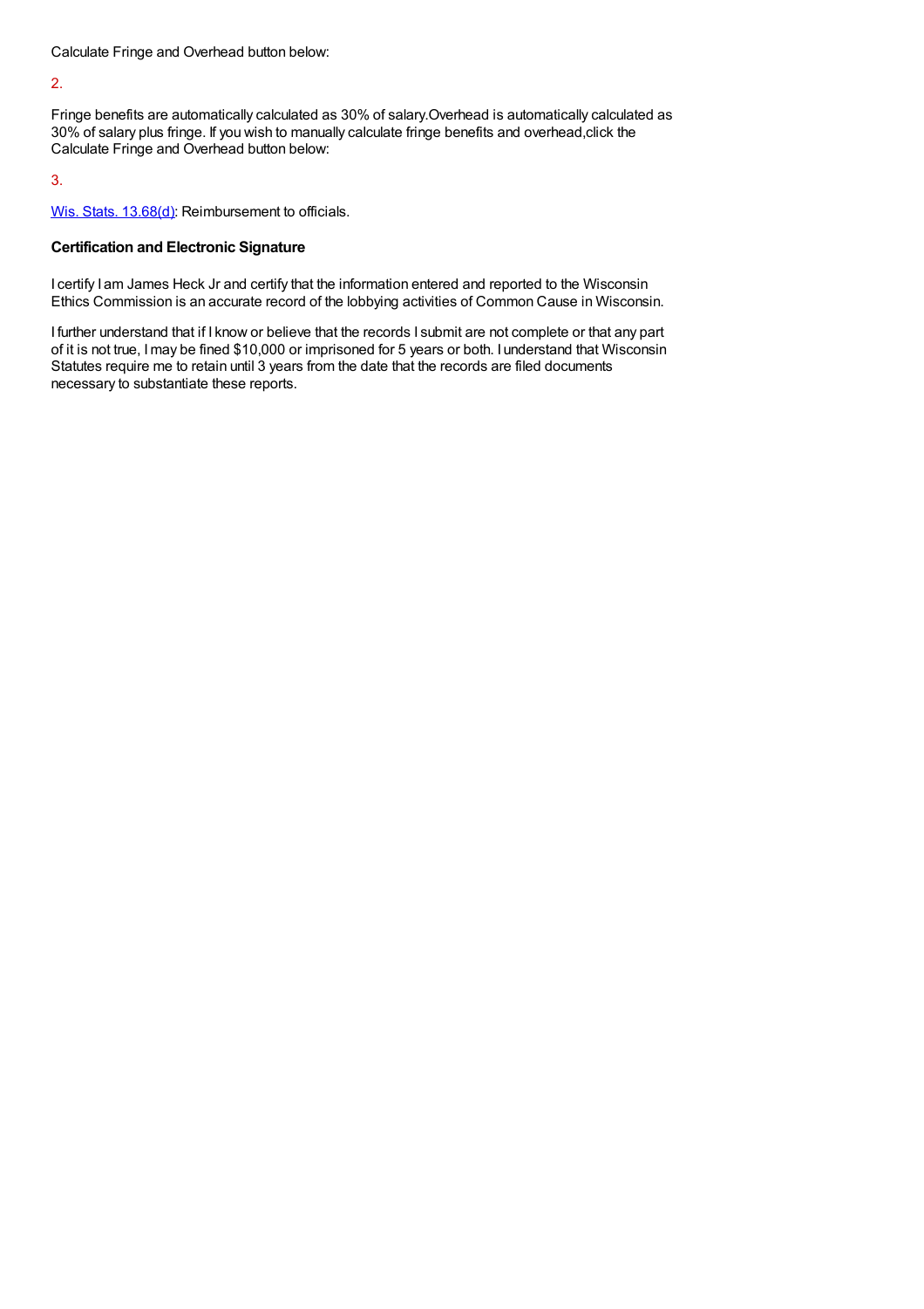Calculate Fringe and Overhead button below:

2.

Fringe benefits are automatically calculated as 30% of salary.Overhead is automatically calculated as 30% of salary plus fringe. If you wish to manually calculate fringe benefits and overhead,click the Calculate Fringe and Overhead button below:

3.

[Wis. Stats. 13.68(d)](): Reimbursement to officials.

**Certification and Electronic Signature**

I certify I am James Heck Jr and certify that the information entered and reported to the Wisconsin Ethics Commission is an accurate record of the lobbying activities of Common Cause in Wisconsin.

I further understand that if I know or believe that the records I submit are not complete or that any part of it is not true, I may be fined $10,000 or imprisoned for 5 years or both. I understand that Wisconsin Statutes require me to retain until 3 years from the date that the records are filed documents necessary to substantiate these reports.